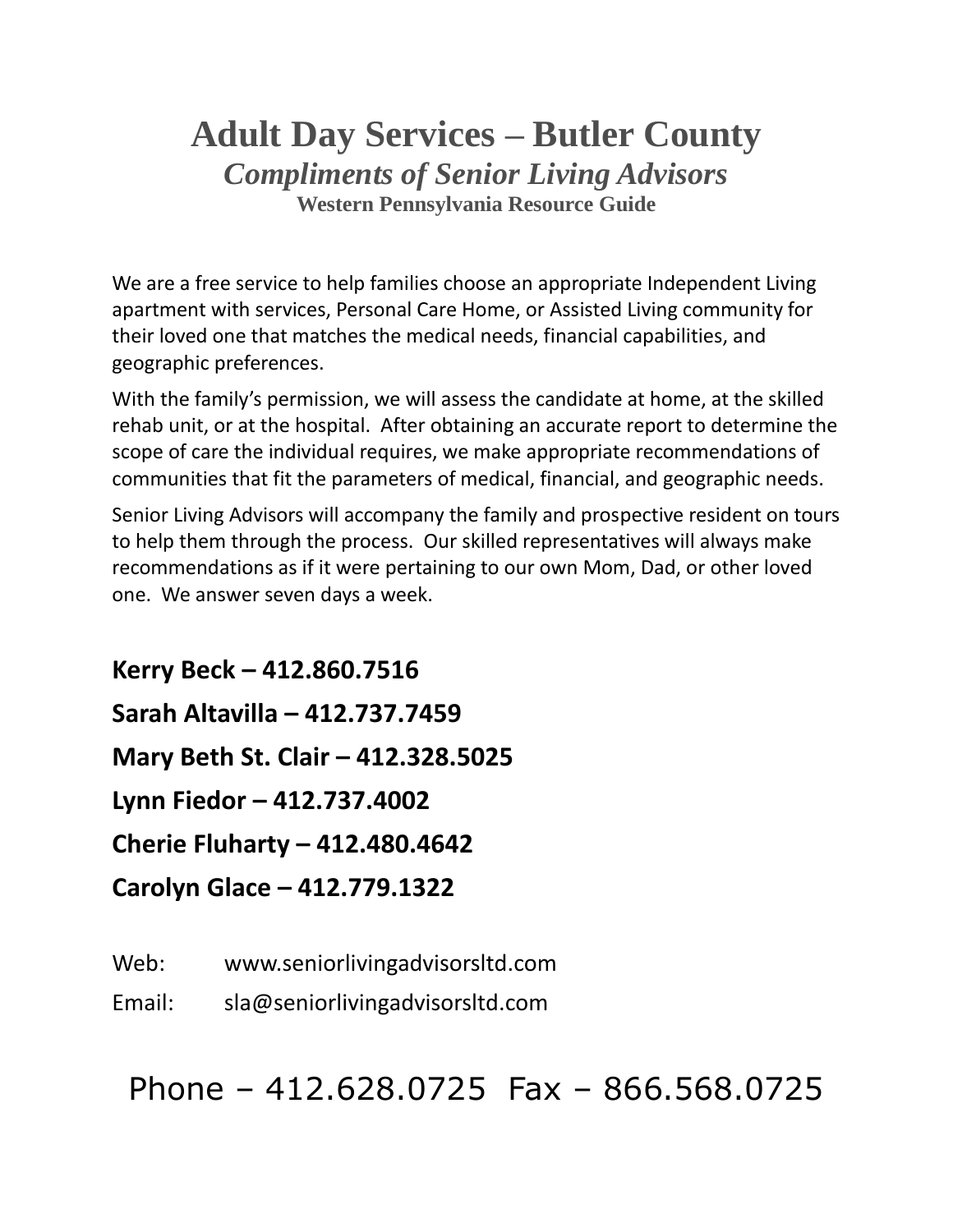# Adult Day Services – Butler County

## *Compliments of Senior Living Advisors*

### Western Pennsylvania Resource Guide

We are a free service to help families choose an appropriate Independent Living apartment with services, Personal Care Home, or Assisted Living community for their loved one that matches the medical needs, financial capabilities, and geographic preferences.

With the family's permission, we will assess the candidate at home, at the skilled rehab unit, or at the hospital. After obtaining an accurate report to determine the scope of care the individual requires, we make appropriate recommendations of communities that fit the parameters of medical, financial, and geographic needs.

Senior Living Advisors will accompany the family and prospective resident on tours to help them through the process. Our skilled representatives will always make recommendations as if it were pertaining to our own Mom, Dad, or other loved one. We answer seven days a week.

**Kerry Beck – 412.860.7516**

**Sarah Altavilla – 412.737.7459**

**Mary Beth St. Clair – 412.328.5025**

**Lynn Fiedor – 412.737.4002**

**Cherie Fluharty – 412.480.4642**

**Carolyn Glace – 412.779.1322**

Web: www.seniorlivingadvisorsltd.com

Email: sla@seniorlivingadvisorsltd.com

Phone – 412.628.0725 Fax – 866.568.0725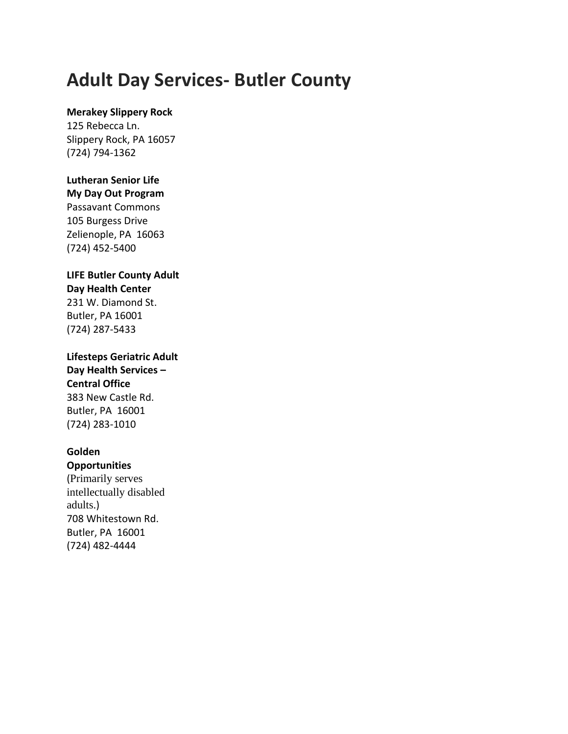# Adult Day Services- Butler County

**Merakey Slippery Rock**
125 Rebecca Ln.
Slippery Rock, PA 16057
(724) 794-1362

**Lutheran Senior Life**
**My Day Out Program**
Passavant Commons
105 Burgess Drive
Zelienople, PA 16063
(724) 452-5400

**LIFE Butler County Adult Day Health Center**
231 W. Diamond St.
Butler, PA 16001
(724) 287-5433

**Lifesteps Geriatric Adult Day Health Services – Central Office**
383 New Castle Rd.
Butler, PA 16001
(724) 283-1010

**Golden Opportunities**
(Primarily serves intellectually disabled adults.)
708 Whitestown Rd.
Butler, PA 16001
(724) 482-4444